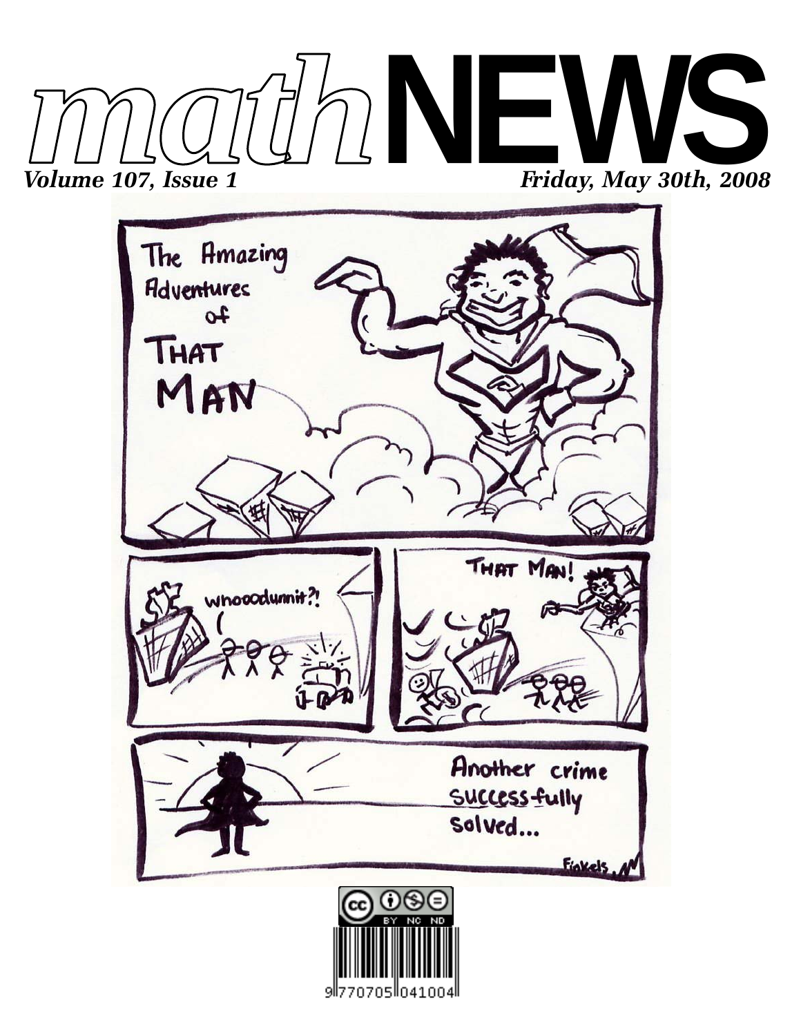# mathNEWS

*Volume 107, Issue 1* — *Friday, May 30th, 2008*

The Amazing Adventures of THAT MAN

whoooodunnit?!

THAT MAN!

Another crime success-fully solved...

Finkels

9 770705 041004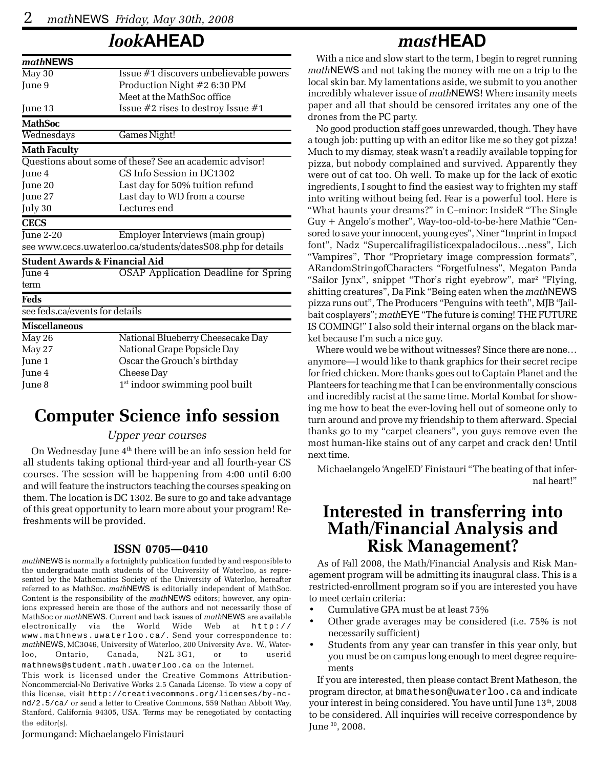# *look*AHEAD

| ***math*NEWS** | |
|---|---|
| May 30 | Issue #1 discovers unbelievable powers |
| June 9 | Production Night #2 6:30 PM Meet at the MathSoc office |
| June 13 | Issue #2 rises to destroy Issue #1 |
| **MathSoc** | |
| Wednesdays | Games Night! |
| **Math Faculty** | |
| Questions about some of these? See an academic advisor! | |
| June 4 | CS Info Session in DC1302 |
| June 20 | Last day for 50% tuition refund |
| June 27 | Last day to WD from a course |
| July 30 | Lectures end |
| **CECS** | |
| June 2-20 | Employer Interviews (main group) |
| see www.cecs.uwaterloo.ca/students/datesS08.php for details | |
| **Student Awards & Financial Aid** | |
| June 4 | OSAP Application Deadline for Spring term |
| **Feds** | |
| see feds.ca/events for details | |
| **Miscellaneous** | |
| May 26 | National Blueberry Cheesecake Day |
| May 27 | National Grape Popsicle Day |
| June 1 | Oscar the Grouch's birthday |
| June 4 | Cheese Day |
| June 8 | 1st indoor swimming pool built |

# Computer Science info session

*Upper year courses*

On Wednesday June 4th there will be an info session held for all students taking optional third-year and all fourth-year CS courses. The session will be happening from 4:00 until 6:00 and will feature the instructors teaching the courses speaking on them. The location is DC 1302. Be sure to go and take advantage of this great opportunity to learn more about your program! Refreshments will be provided.

### ISSN 0705—0410

*math*NEWS is normally a fortnightly publication funded by and responsible to the undergraduate math students of the University of Waterloo, as represented by the Mathematics Society of the University of Waterloo, hereafter referred to as MathSoc. *math*NEWS is editorially independent of MathSoc. Content is the responsibility of the *math*NEWS editors; however, any opinions expressed herein are those of the authors and not necessarily those of MathSoc or *math*NEWS. Current and back issues of *math*NEWS are available electronically via the World Wide Web at http://www.mathnews.uwaterloo.ca/. Send your correspondence to: *math*NEWS, MC3046, University of Waterloo, 200 University Ave. W., Waterloo, Ontario, Canada, N2L 3G1, or to userid mathnews@student.math.uwaterloo.ca on the Internet.

This work is licensed under the Creative Commons Attribution-Noncommercial-No Derivative Works 2.5 Canada License. To view a copy of this license, visit http://creativecommons.org/licenses/by-nc-nd/2.5/ca/ or send a letter to Creative Commons, 559 Nathan Abbott Way, Stanford, California 94305, USA. Terms may be renegotiated by contacting the editor(s).

Jormungand: Michaelangelo Finistauri

# *mast*HEAD

With a nice and slow start to the term, I begin to regret running *math*NEWS and not taking the money with me on a trip to the local skin bar. My lamentations aside, we submit to you another incredibly whatever issue of *math*NEWS! Where insanity meets paper and all that should be censored irritates any one of the drones from the PC party.

No good production staff goes unrewarded, though. They have a tough job: putting up with an editor like me so they got pizza! Much to my dismay, steak wasn't a readily available topping for pizza, but nobody complained and survived. Apparently they were out of cat too. Oh well. To make up for the lack of exotic ingredients, I sought to find the easiest way to frighten my staff into writing without being fed. Fear is a powerful tool. Here is "What haunts your dreams?" in C–minor: InsideR "The Single Guy + Angelo's mother", Way-too-old-to-be-here Mathie "Censored to save your innocent, young eyes", Niner "Imprint in Impact font", Nadz "Supercalifragilisticexpaladocilous…ness", Lich "Vampires", Thor "Proprietary image compression formats", ARandomStringofCharacters "Forgetfulness", Megaton Panda "Sailor Jynx", snippet "Thor's right eyebrow", mar$^2$ "Flying, shitting creatures", Da Fink "Being eaten when the *math*NEWS pizza runs out", The Producers "Penguins with teeth", MJB "Jailbait cosplayers"; *math*EYE "The future is coming! THE FUTURE IS COMING!" I also sold their internal organs on the black market because I'm such a nice guy.

Where would we be without witnesses? Since there are none… anymore—I would like to thank graphics for their secret recipe for fried chicken. More thanks goes out to Captain Planet and the Planteers for teaching me that I can be environmentally conscious and incredibly racist at the same time. Mortal Kombat for showing me how to beat the ever-loving hell out of someone only to turn around and prove my friendship to them afterward. Special thanks go to my "carpet cleaners", you guys remove even the most human-like stains out of any carpet and crack den! Until next time.

Michaelangelo 'AngelED' Finistauri "The beating of that infernal heart!"

# Interested in transferring into Math/Financial Analysis and Risk Management?

As of Fall 2008, the Math/Financial Analysis and Risk Management program will be admitting its inaugural class. This is a restricted-enrollment program so if you are interested you have to meet certain criteria:

- Cumulative GPA must be at least 75%
- Other grade averages may be considered (i.e. 75% is not necessarily sufficient)
- Students from any year can transfer in this year only, but you must be on campus long enough to meet degree requirements

If you are interested, then please contact Brent Matheson, the program director, at bmatheson@uwaterloo.ca and indicate your interest in being considered. You have until June 13th, 2008 to be considered. All inquiries will receive correspondence by June 30, 2008.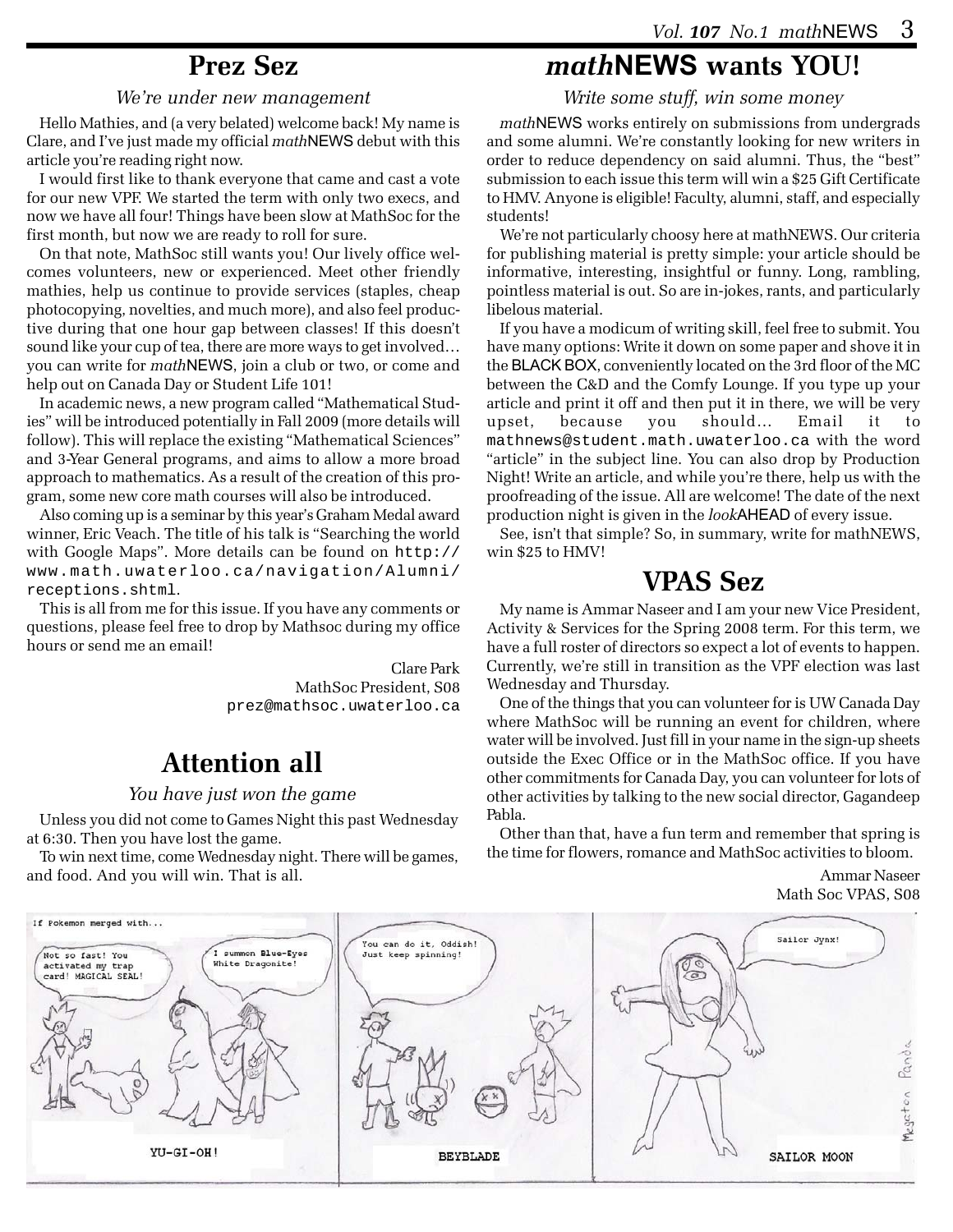## Prez Sez

*We're under new management*

Hello Mathies, and (a very belated) welcome back! My name is Clare, and I've just made my official *math*NEWS debut with this article you're reading right now.

I would first like to thank everyone that came and cast a vote for our new VPF. We started the term with only two execs, and now we have all four! Things have been slow at MathSoc for the first month, but now we are ready to roll for sure.

On that note, MathSoc still wants you! Our lively office welcomes volunteers, new or experienced. Meet other friendly mathies, help us continue to provide services (staples, cheap photocopying, novelties, and much more), and also feel productive during that one hour gap between classes! If this doesn't sound like your cup of tea, there are more ways to get involved… you can write for *math*NEWS, join a club or two, or come and help out on Canada Day or Student Life 101!

In academic news, a new program called "Mathematical Studies" will be introduced potentially in Fall 2009 (more details will follow). This will replace the existing "Mathematical Sciences" and 3-Year General programs, and aims to allow a more broad approach to mathematics. As a result of the creation of this program, some new core math courses will also be introduced.

Also coming up is a seminar by this year's Graham Medal award winner, Eric Veach. The title of his talk is "Searching the world with Google Maps". More details can be found on `http://www.math.uwaterloo.ca/navigation/Alumni/receptions.shtml`.

This is all from me for this issue. If you have any comments or questions, please feel free to drop by Mathsoc during my office hours or send me an email!

Clare Park
MathSoc President, S08
`prez@mathsoc.uwaterloo.ca`

## Attention all

*You have just won the game*

Unless you did not come to Games Night this past Wednesday at 6:30. Then you have lost the game.

To win next time, come Wednesday night. There will be games, and food. And you will win. That is all.

## *math*NEWS wants YOU!

*Write some stuff, win some money*

*math*NEWS works entirely on submissions from undergrads and some alumni. We're constantly looking for new writers in order to reduce dependency on said alumni. Thus, the "best" submission to each issue this term will win a $25 Gift Certificate to HMV. Anyone is eligible! Faculty, alumni, staff, and especially students!

We're not particularly choosy here at mathNEWS. Our criteria for publishing material is pretty simple: your article should be informative, interesting, insightful or funny. Long, rambling, pointless material is out. So are in-jokes, rants, and particularly libelous material.

If you have a modicum of writing skill, feel free to submit. You have many options: Write it down on some paper and shove it in the BLACK BOX, conveniently located on the 3rd floor of the MC between the C&D and the Comfy Lounge. If you type up your article and print it off and then put it in there, we will be very upset, because you should… Email it to `mathnews@student.math.uwaterloo.ca` with the word "article" in the subject line. You can also drop by Production Night! Write an article, and while you're there, help us with the proofreading of the issue. All are welcome! The date of the next production night is given in the *look*AHEAD of every issue.

See, isn't that simple? So, in summary, write for mathNEWS, win $25 to HMV!

## VPAS Sez

My name is Ammar Naseer and I am your new Vice President, Activity & Services for the Spring 2008 term. For this term, we have a full roster of directors so expect a lot of events to happen. Currently, we're still in transition as the VPF election was last Wednesday and Thursday.

One of the things that you can volunteer for is UW Canada Day where MathSoc will be running an event for children, where water will be involved. Just fill in your name in the sign-up sheets outside the Exec Office or in the MathSoc office. If you have other commitments for Canada Day, you can volunteer for lots of other activities by talking to the new social director, Gagandeep Pabla.

Other than that, have a fun term and remember that spring is the time for flowers, romance and MathSoc activities to bloom.

Ammar Naseer
Math Soc VPAS, S08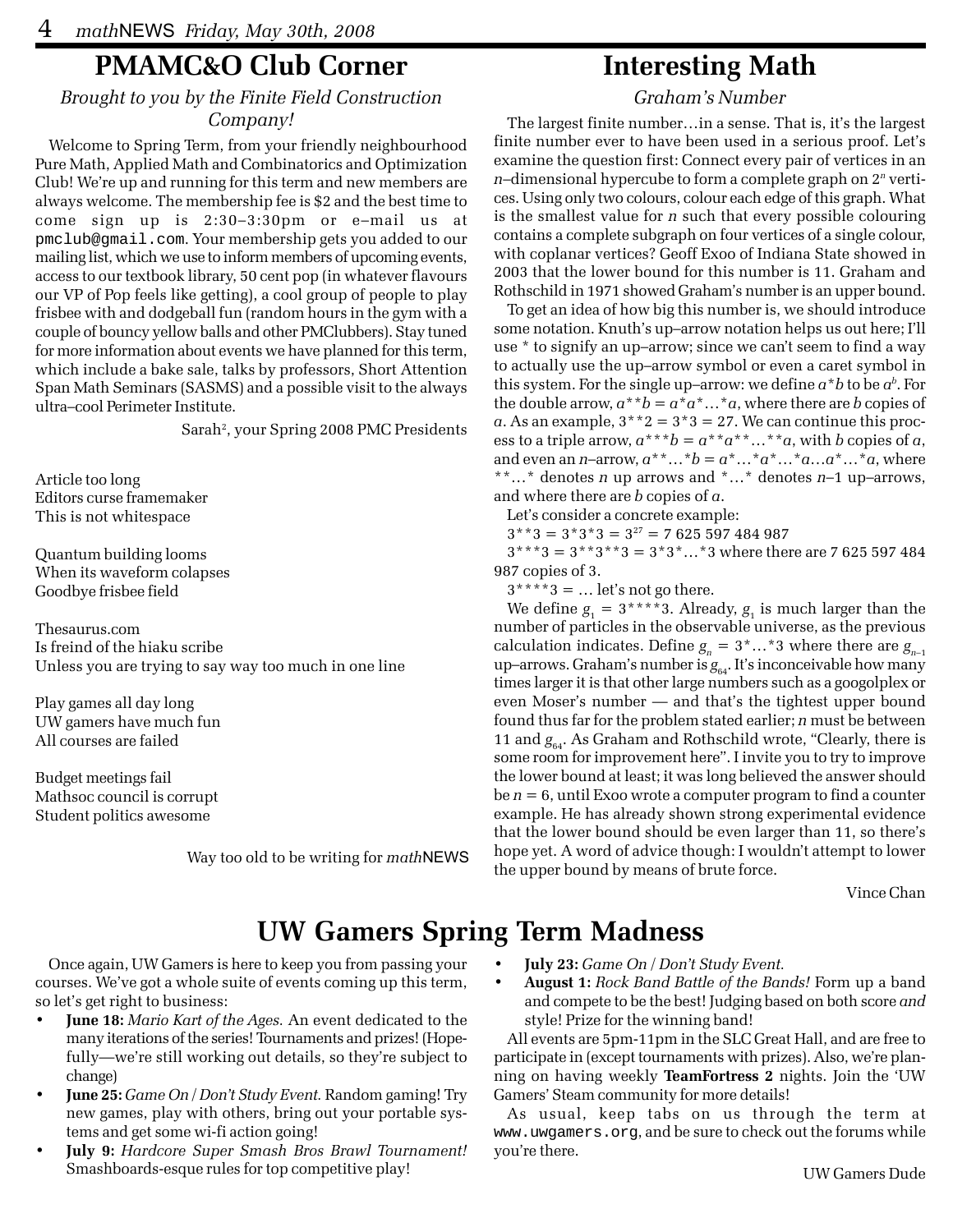## PMAMC&O Club Corner

*Brought to you by the Finite Field Construction Company!*

Welcome to Spring Term, from your friendly neighbourhood Pure Math, Applied Math and Combinatorics and Optimization Club! We're up and running for this term and new members are always welcome. The membership fee is $2 and the best time to come sign up is 2:30–3:30pm or e–mail us at `pmclub@gmail.com`. Your membership gets you added to our mailing list, which we use to inform members of upcoming events, access to our textbook library, 50 cent pop (in whatever flavours our VP of Pop feels like getting), a cool group of people to play frisbee with and dodgeball fun (random hours in the gym with a couple of bouncy yellow balls and other PMClubbers). Stay tuned for more information about events we have planned for this term, which include a bake sale, talks by professors, Short Attention Span Math Seminars (SASMS) and a possible visit to the always ultra–cool Perimeter Institute.

Sarah$^2$, your Spring 2008 PMC Presidents

Article too long
Editors curse framemaker
This is not whitespace

Quantum building looms
When its waveform colapses
Goodbye frisbee field

Thesaurus.com
Is freind of the hiaku scribe
Unless you are trying to say way too much in one line

Play games all day long
UW gamers have much fun
All courses are failed

Budget meetings fail
Mathsoc council is corrupt
Student politics awesome

Way too old to be writing for *math*NEWS

## Interesting Math

*Graham's Number*

The largest finite number…in a sense. That is, it's the largest finite number ever to have been used in a serious proof. Let's examine the question first: Connect every pair of vertices in an $n$–dimensional hypercube to form a complete graph on $2^n$ vertices. Using only two colours, colour each edge of this graph. What is the smallest value for $n$ such that every possible colouring contains a complete subgraph on four vertices of a single colour, with coplanar vertices? Geoff Exoo of Indiana State showed in 2003 that the lower bound for this number is 11. Graham and Rothschild in 1971 showed Graham's number is an upper bound.

To get an idea of how big this number is, we should introduce some notation. Knuth's up–arrow notation helps us out here; I'll use * to signify an up–arrow; since we can't seem to find a way to actually use the up–arrow symbol or even a caret symbol in this system. For the single up–arrow: we define $a*b$ to be $a^b$. For the double arrow, $a**b = a*a*…*a$, where there are $b$ copies of $a$. As an example, $3**2 = 3*3 = 27$. We can continue this process to a triple arrow, $a***b = a**a**…**a$, with $b$ copies of $a$, and even an $n$–arrow, $a**…*b = a*…*a*…*a…a*…*a$, where $**…*$ denotes $n$ up arrows and $*…*$ denotes $n$–1 up–arrows, and where there are $b$ copies of $a$.

Let's consider a concrete example:

$3**3 = 3*3*3 = 3^{27} = 7\,625\,597\,484\,987$

$3***3 = 3**3**3 = 3*3*…*3$ where there are 7 625 597 484 987 copies of 3.

$3****3 = …$ let's not go there.

We define $g_1 = 3****3$. Already, $g_1$ is much larger than the number of particles in the observable universe, as the previous calculation indicates. Define $g_n = 3*…*3$ where there are $g_{n-1}$ up–arrows. Graham's number is $g_{64}$. It's inconceivable how many times larger it is that other large numbers such as a googolplex or even Moser's number — and that's the tightest upper bound found thus far for the problem stated earlier; $n$ must be between 11 and $g_{64}$. As Graham and Rothschild wrote, "Clearly, there is some room for improvement here". I invite you to try to improve the lower bound at least; it was long believed the answer should be $n = 6$, until Exoo wrote a computer program to find a counter example. He has already shown strong experimental evidence that the lower bound should be even larger than 11, so there's hope yet. A word of advice though: I wouldn't attempt to lower the upper bound by means of brute force.

Vince Chan

## UW Gamers Spring Term Madness

Once again, UW Gamers is here to keep you from passing your courses. We've got a whole suite of events coming up this term, so let's get right to business:

- **June 18:** *Mario Kart of the Ages.* An event dedicated to the many iterations of the series! Tournaments and prizes! (Hopefully—we're still working out details, so they're subject to change)
- **June 25:** *Game On / Don't Study Event.* Random gaming! Try new games, play with others, bring out your portable systems and get some wi-fi action going!
- **July 9:** *Hardcore Super Smash Bros Brawl Tournament!* Smashboards-esque rules for top competitive play!
- **July 23:** *Game On / Don't Study Event.*
- **August 1:** *Rock Band Battle of the Bands!* Form up a band and compete to be the best! Judging based on both score *and* style! Prize for the winning band!

All events are 5pm-11pm in the SLC Great Hall, and are free to participate in (except tournaments with prizes). Also, we're planning on having weekly **TeamFortress 2** nights. Join the 'UW Gamers' Steam community for more details!

As usual, keep tabs on us through the term at `www.uwgamers.org`, and be sure to check out the forums while you're there.

UW Gamers Dude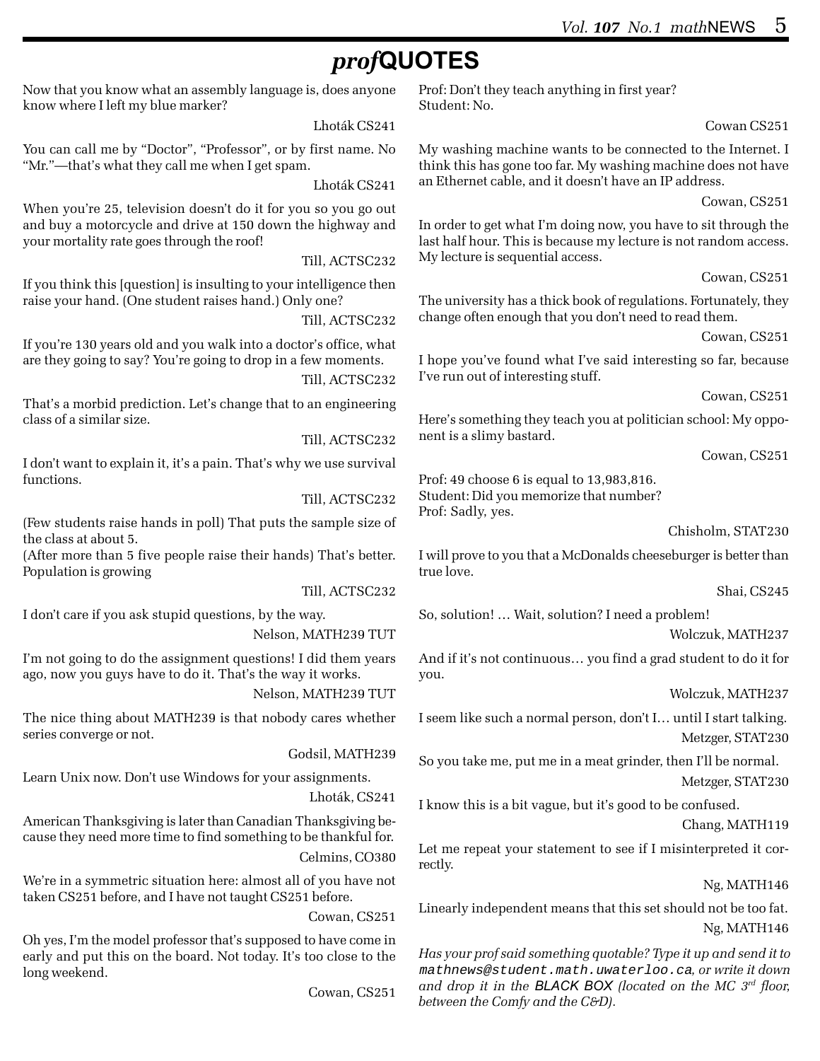# *prof*QUOTES

Now that you know what an assembly language is, does anyone know where I left my blue marker?

Lhoták CS241

You can call me by "Doctor", "Professor", or by first name. No "Mr."—that's what they call me when I get spam.

Lhoták CS241

When you're 25, television doesn't do it for you so you go out and buy a motorcycle and drive at 150 down the highway and your mortality rate goes through the roof!

Till, ACTSC232

If you think this [question] is insulting to your intelligence then raise your hand. (One student raises hand.) Only one?

Till, ACTSC232

If you're 130 years old and you walk into a doctor's office, what are they going to say? You're going to drop in a few moments.

Till, ACTSC232

That's a morbid prediction. Let's change that to an engineering class of a similar size.

Till, ACTSC232

I don't want to explain it, it's a pain. That's why we use survival functions.

Till, ACTSC232

(Few students raise hands in poll) That puts the sample size of the class at about 5.
(After more than 5 five people raise their hands) That's better. Population is growing

Till, ACTSC232

I don't care if you ask stupid questions, by the way.

Nelson, MATH239 TUT

I'm not going to do the assignment questions! I did them years ago, now you guys have to do it. That's the way it works.

Nelson, MATH239 TUT

The nice thing about MATH239 is that nobody cares whether series converge or not.

Godsil, MATH239

Learn Unix now. Don't use Windows for your assignments.

Lhoták, CS241

American Thanksgiving is later than Canadian Thanksgiving because they need more time to find something to be thankful for.

Celmins, CO380

We're in a symmetric situation here: almost all of you have not taken CS251 before, and I have not taught CS251 before.

Cowan, CS251

Oh yes, I'm the model professor that's supposed to have come in early and put this on the board. Not today. It's too close to the long weekend.

Cowan, CS251

Prof: Don't they teach anything in first year?
Student: No.

Cowan CS251

My washing machine wants to be connected to the Internet. I think this has gone too far. My washing machine does not have an Ethernet cable, and it doesn't have an IP address.

Cowan, CS251

In order to get what I'm doing now, you have to sit through the last half hour. This is because my lecture is not random access. My lecture is sequential access.

Cowan, CS251

The university has a thick book of regulations. Fortunately, they change often enough that you don't need to read them.

Cowan, CS251

I hope you've found what I've said interesting so far, because I've run out of interesting stuff.

Cowan, CS251

Here's something they teach you at politician school: My opponent is a slimy bastard.

Cowan, CS251

Prof: 49 choose 6 is equal to 13,983,816.
Student: Did you memorize that number?
Prof: Sadly, yes.

Chisholm, STAT230

I will prove to you that a McDonalds cheeseburger is better than true love.

Shai, CS245

So, solution! … Wait, solution? I need a problem!

Wolczuk, MATH237

And if it's not continuous… you find a grad student to do it for you.

Wolczuk, MATH237

I seem like such a normal person, don't I… until I start talking.

Metzger, STAT230

So you take me, put me in a meat grinder, then I'll be normal.

Metzger, STAT230

I know this is a bit vague, but it's good to be confused.

Chang, MATH119

Let me repeat your statement to see if I misinterpreted it correctly.

Ng, MATH146

Linearly independent means that this set should not be too fat.

Ng, MATH146

*Has your prof said something quotable? Type it up and send it to* `mathnews@student.math.uwaterloo.ca`*, or write it down and drop it in the* BLACK BOX *(located on the MC 3rd floor, between the Comfy and the C&D).*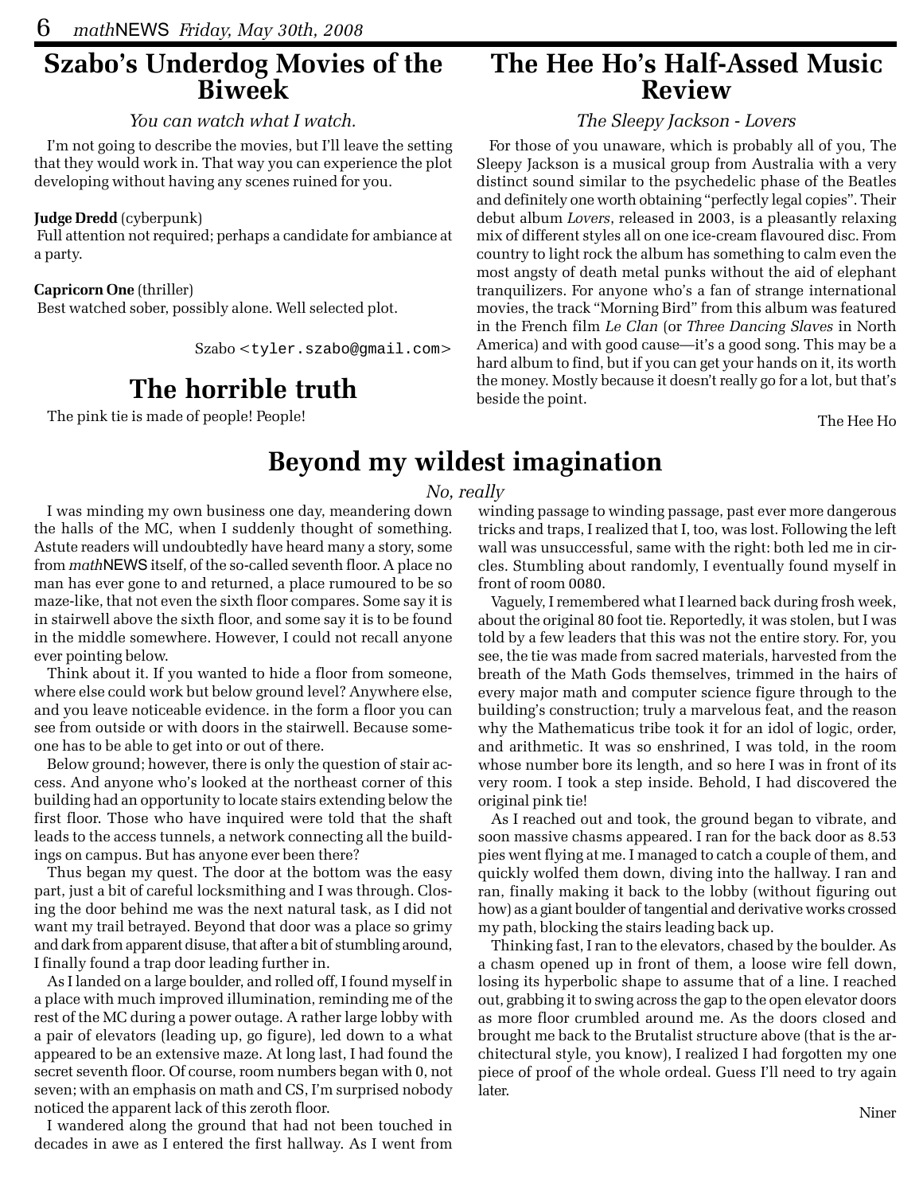## Szabo's Underdog Movies of the Biweek

*You can watch what I watch.*

I'm not going to describe the movies, but I'll leave the setting that they would work in. That way you can experience the plot developing without having any scenes ruined for you.

**Judge Dredd** (cyberpunk)
Full attention not required; perhaps a candidate for ambiance at a party.

**Capricorn One** (thriller)
Best watched sober, possibly alone. Well selected plot.

Szabo <tyler.szabo@gmail.com>

## The horrible truth

The pink tie is made of people! People!

## The Hee Ho's Half-Assed Music Review

*The Sleepy Jackson - Lovers*

For those of you unaware, which is probably all of you, The Sleepy Jackson is a musical group from Australia with a very distinct sound similar to the psychedelic phase of the Beatles and definitely one worth obtaining "perfectly legal copies". Their debut album *Lovers*, released in 2003, is a pleasantly relaxing mix of different styles all on one ice-cream flavoured disc. From country to light rock the album has something to calm even the most angsty of death metal punks without the aid of elephant tranquilizers. For anyone who's a fan of strange international movies, the track "Morning Bird" from this album was featured in the French film *Le Clan* (or *Three Dancing Slaves* in North America) and with good cause—it's a good song. This may be a hard album to find, but if you can get your hands on it, its worth the money. Mostly because it doesn't really go for a lot, but that's beside the point.

The Hee Ho

## Beyond my wildest imagination

*No, really*

I was minding my own business one day, meandering down the halls of the MC, when I suddenly thought of something. Astute readers will undoubtedly have heard many a story, some from *math*NEWS itself, of the so-called seventh floor. A place no man has ever gone to and returned, a place rumoured to be so maze-like, that not even the sixth floor compares. Some say it is in stairwell above the sixth floor, and some say it is to be found in the middle somewhere. However, I could not recall anyone ever pointing below.

Think about it. If you wanted to hide a floor from someone, where else could work but below ground level? Anywhere else, and you leave noticeable evidence. in the form a floor you can see from outside or with doors in the stairwell. Because someone has to be able to get into or out of there.

Below ground; however, there is only the question of stair access. And anyone who's looked at the northeast corner of this building had an opportunity to locate stairs extending below the first floor. Those who have inquired were told that the shaft leads to the access tunnels, a network connecting all the buildings on campus. But has anyone ever been there?

Thus began my quest. The door at the bottom was the easy part, just a bit of careful locksmithing and I was through. Closing the door behind me was the next natural task, as I did not want my trail betrayed. Beyond that door was a place so grimy and dark from apparent disuse, that after a bit of stumbling around, I finally found a trap door leading further in.

As I landed on a large boulder, and rolled off, I found myself in a place with much improved illumination, reminding me of the rest of the MC during a power outage. A rather large lobby with a pair of elevators (leading up, go figure), led down to a what appeared to be an extensive maze. At long last, I had found the secret seventh floor. Of course, room numbers began with 0, not seven; with an emphasis on math and CS, I'm surprised nobody noticed the apparent lack of this zeroth floor.

I wandered along the ground that had not been touched in decades in awe as I entered the first hallway. As I went from winding passage to winding passage, past ever more dangerous tricks and traps, I realized that I, too, was lost. Following the left wall was unsuccessful, same with the right: both led me in circles. Stumbling about randomly, I eventually found myself in front of room 0080.

Vaguely, I remembered what I learned back during frosh week, about the original 80 foot tie. Reportedly, it was stolen, but I was told by a few leaders that this was not the entire story. For, you see, the tie was made from sacred materials, harvested from the breath of the Math Gods themselves, trimmed in the hairs of every major math and computer science figure through to the building's construction; truly a marvelous feat, and the reason why the Mathematicus tribe took it for an idol of logic, order, and arithmetic. It was so enshrined, I was told, in the room whose number bore its length, and so here I was in front of its very room. I took a step inside. Behold, I had discovered the original pink tie!

As I reached out and took, the ground began to vibrate, and soon massive chasms appeared. I ran for the back door as 8.53 pies went flying at me. I managed to catch a couple of them, and quickly wolfed them down, diving into the hallway. I ran and ran, finally making it back to the lobby (without figuring out how) as a giant boulder of tangential and derivative works crossed my path, blocking the stairs leading back up.

Thinking fast, I ran to the elevators, chased by the boulder. As a chasm opened up in front of them, a loose wire fell down, losing its hyperbolic shape to assume that of a line. I reached out, grabbing it to swing across the gap to the open elevator doors as more floor crumbled around me. As the doors closed and brought me back to the Brutalist structure above (that is the architectural style, you know), I realized I had forgotten my one piece of proof of the whole ordeal. Guess I'll need to try again later.

Niner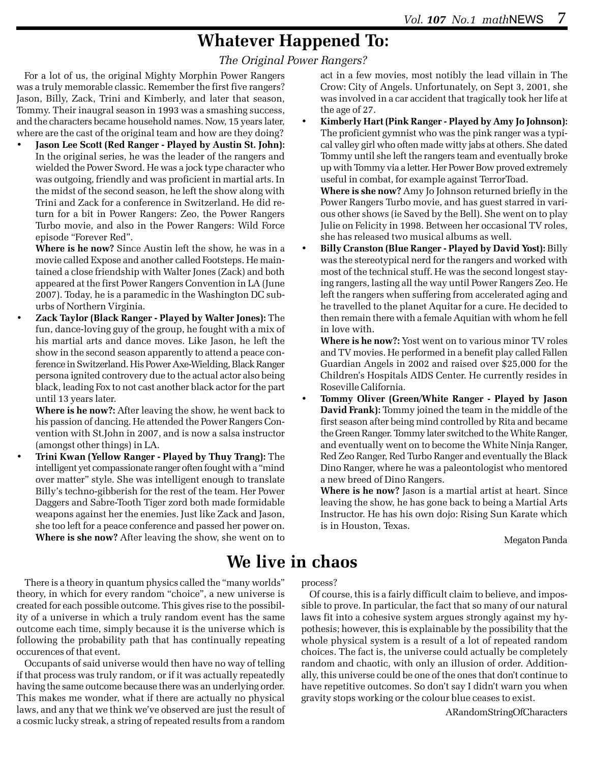# Whatever Happened To:

*The Original Power Rangers?*

For a lot of us, the original Mighty Morphin Power Rangers was a truly memorable classic. Remember the first five rangers? Jason, Billy, Zack, Trini and Kimberly, and later that season, Tommy. Their inaugral season in 1993 was a smashing success, and the characters became household names. Now, 15 years later, where are the cast of the original team and how are they doing?

- **Jason Lee Scott (Red Ranger - Played by Austin St. John):** In the original series, he was the leader of the rangers and wielded the Power Sword. He was a jock type character who was outgoing, friendly and was proficient in martial arts. In the midst of the second season, he left the show along with Trini and Zack for a conference in Switzerland. He did return for a bit in Power Rangers: Zeo, the Power Rangers Turbo movie, and also in the Power Rangers: Wild Force episode "Forever Red".

  **Where is he now?** Since Austin left the show, he was in a movie called Expose and another called Footsteps. He maintained a close friendship with Walter Jones (Zack) and both appeared at the first Power Rangers Convention in LA (June 2007). Today, he is a paramedic in the Washington DC suburbs of Northern Virginia.

- **Zack Taylor (Black Ranger - Played by Walter Jones):** The fun, dance-loving guy of the group, he fought with a mix of his martial arts and dance moves. Like Jason, he left the show in the second season apparently to attend a peace conference in Switzerland. His Power Axe-Wielding, Black Ranger persona ignited controvery due to the actual actor also being black, leading Fox to not cast another black actor for the part until 13 years later.

  **Where is he now?:** After leaving the show, he went back to his passion of dancing. He attended the Power Rangers Convention with St.John in 2007, and is now a salsa instructor (amongst other things) in LA.

- **Trini Kwan (Yellow Ranger - Played by Thuy Trang):** The intelligent yet compassionate ranger often fought with a "mind over matter" style. She was intelligent enough to translate Billy's techno-gibberish for the rest of the team. Her Power Daggers and Sabre-Tooth Tiger zord both made formidable weapons against her the enemies. Just like Zack and Jason, she too left for a peace conference and passed her power on.

  **Where is she now?** After leaving the show, she went on to act in a few movies, most notibly the lead villain in The Crow: City of Angels. Unfortunately, on Sept 3, 2001, she was involved in a car accident that tragically took her life at the age of 27.

- **Kimberly Hart (Pink Ranger - Played by Amy Jo Johnson):** The proficient gymnist who was the pink ranger was a typical valley girl who often made witty jabs at others. She dated Tommy until she left the rangers team and eventually broke up with Tommy via a letter. Her Power Bow proved extremely useful in combat, for example against TerrorToad.

  **Where is she now?** Amy Jo Johnson returned briefly in the Power Rangers Turbo movie, and has guest starred in various other shows (ie Saved by the Bell). She went on to play Julie on Felicity in 1998. Between her occasional TV roles, she has released two musical albums as well.

- **Billy Cranston (Blue Ranger - Played by David Yost):** Billy was the stereotypical nerd for the rangers and worked with most of the technical stuff. He was the second longest staying rangers, lasting all the way until Power Rangers Zeo. He left the rangers when suffering from accelerated aging and he travelled to the planet Aquitar for a cure. He decided to then remain there with a female Aquitian with whom he fell in love with.

  **Where is he now?:** Yost went on to various minor TV roles and TV movies. He performed in a benefit play called Fallen Guardian Angels in 2002 and raised over $25,000 for the Children's Hospitals AIDS Center. He currently resides in Roseville California.

- **Tommy Oliver (Green/White Ranger - Played by Jason David Frank):** Tommy joined the team in the middle of the first season after being mind controlled by Rita and became the Green Ranger. Tommy later switched to the White Ranger, and eventually went on to become the White Ninja Ranger, Red Zeo Ranger, Red Turbo Ranger and eventually the Black Dino Ranger, where he was a paleontologist who mentored a new breed of Dino Rangers.

  **Where is he now?** Jason is a martial artist at heart. Since leaving the show, he has gone back to being a Martial Arts Instructor. He has his own dojo: Rising Sun Karate which is in Houston, Texas.

Megaton Panda

# We live in chaos

There is a theory in quantum physics called the "many worlds" theory, in which for every random "choice", a new universe is created for each possible outcome. This gives rise to the possibility of a universe in which a truly random event has the same outcome each time, simply because it is the universe which is following the probability path that has continually repeating occurences of that event.

Occupants of said universe would then have no way of telling if that process was truly random, or if it was actually repeatedly having the same outcome because there was an underlying order. This makes me wonder, what if there are actually no physical laws, and any that we think we've observed are just the result of a cosmic lucky streak, a string of repeated results from a random process?

Of course, this is a fairly difficult claim to believe, and impossible to prove. In particular, the fact that so many of our natural laws fit into a cohesive system argues strongly against my hypothesis; however, this is explainable by the possibility that the whole physical system is a result of a lot of repeated random choices. The fact is, the universe could actually be completely random and chaotic, with only an illusion of order. Additionally, this universe could be one of the ones that don't continue to have repetitive outcomes. So don't say I didn't warn you when gravity stops working or the colour blue ceases to exist.

ARandomStringOfCharacters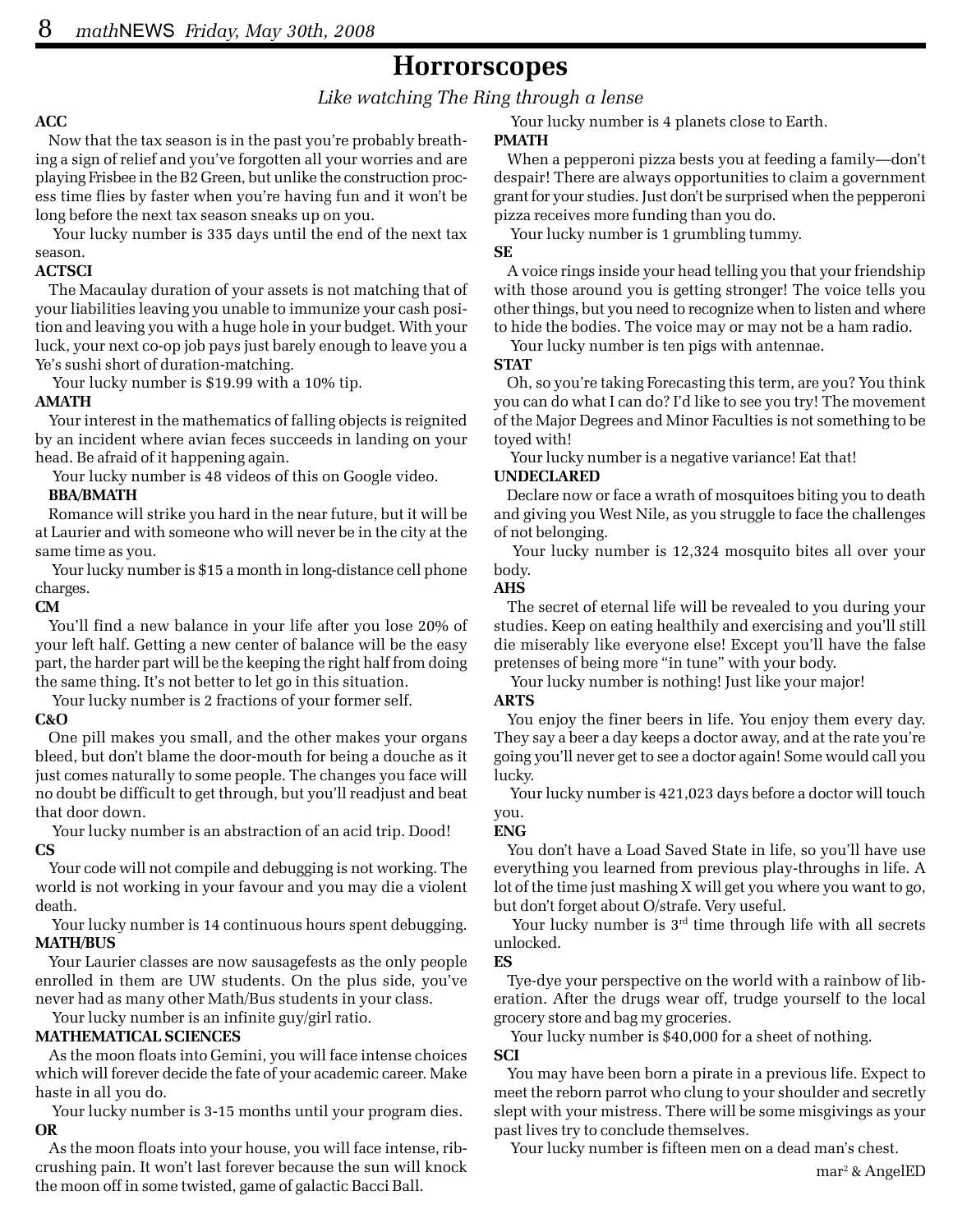# Horrorscopes

*Like watching The Ring through a lense*

**ACC**

Now that the tax season is in the past you're probably breathing a sign of relief and you've forgotten all your worries and are playing Frisbee in the B2 Green, but unlike the construction process time flies by faster when you're having fun and it won't be long before the next tax season sneaks up on you.

Your lucky number is 335 days until the end of the next tax season.

**ACTSCI**

The Macaulay duration of your assets is not matching that of your liabilities leaving you unable to immunize your cash position and leaving you with a huge hole in your budget. With your luck, your next co-op job pays just barely enough to leave you a Ye's sushi short of duration-matching.

Your lucky number is $19.99 with a 10% tip.

**AMATH**

Your interest in the mathematics of falling objects is reignited by an incident where avian feces succeeds in landing on your head. Be afraid of it happening again.

Your lucky number is 48 videos of this on Google video.

**BBA/BMATH**

Romance will strike you hard in the near future, but it will be at Laurier and with someone who will never be in the city at the same time as you.

Your lucky number is $15 a month in long-distance cell phone charges.

**CM**

You'll find a new balance in your life after you lose 20% of your left half. Getting a new center of balance will be the easy part, the harder part will be the keeping the right half from doing the same thing. It's not better to let go in this situation.

Your lucky number is 2 fractions of your former self.

**C&O**

One pill makes you small, and the other makes your organs bleed, but don't blame the door-mouth for being a douche as it just comes naturally to some people. The changes you face will no doubt be difficult to get through, but you'll readjust and beat that door down.

Your lucky number is an abstraction of an acid trip. Dood!

**CS**

Your code will not compile and debugging is not working. The world is not working in your favour and you may die a violent death.

Your lucky number is 14 continuous hours spent debugging.

**MATH/BUS**

Your Laurier classes are now sausagefests as the only people enrolled in them are UW students. On the plus side, you've never had as many other Math/Bus students in your class.

Your lucky number is an infinite guy/girl ratio.

**MATHEMATICAL SCIENCES**

As the moon floats into Gemini, you will face intense choices which will forever decide the fate of your academic career. Make haste in all you do.

Your lucky number is 3-15 months until your program dies.

**OR**

As the moon floats into your house, you will face intense, rib-crushing pain. It won't last forever because the sun will knock the moon off in some twisted, game of galactic Bacci Ball.

Your lucky number is 4 planets close to Earth.

**PMATH**

When a pepperoni pizza bests you at feeding a family—don't despair! There are always opportunities to claim a government grant for your studies. Just don't be surprised when the pepperoni pizza receives more funding than you do.

Your lucky number is 1 grumbling tummy.

**SE**

A voice rings inside your head telling you that your friendship with those around you is getting stronger! The voice tells you other things, but you need to recognize when to listen and where to hide the bodies. The voice may or may not be a ham radio.

Your lucky number is ten pigs with antennae.

**STAT**

Oh, so you're taking Forecasting this term, are you? You think you can do what I can do? I'd like to see you try! The movement of the Major Degrees and Minor Faculties is not something to be toyed with!

Your lucky number is a negative variance! Eat that!

**UNDECLARED**

Declare now or face a wrath of mosquitoes biting you to death and giving you West Nile, as you struggle to face the challenges of not belonging.

Your lucky number is 12,324 mosquito bites all over your body.

**AHS**

The secret of eternal life will be revealed to you during your studies. Keep on eating healthily and exercising and you'll still die miserably like everyone else! Except you'll have the false pretenses of being more "in tune" with your body.

Your lucky number is nothing! Just like your major!

**ARTS**

You enjoy the finer beers in life. You enjoy them every day. They say a beer a day keeps a doctor away, and at the rate you're going you'll never get to see a doctor again! Some would call you lucky.

Your lucky number is 421,023 days before a doctor will touch you.

**ENG**

You don't have a Load Saved State in life, so you'll have use everything you learned from previous play-throughs in life. A lot of the time just mashing X will get you where you want to go, but don't forget about O/strafe. Very useful.

Your lucky number is 3rd time through life with all secrets unlocked.

**ES**

Tye-dye your perspective on the world with a rainbow of liberation. After the drugs wear off, trudge yourself to the local grocery store and bag my groceries.

Your lucky number is $40,000 for a sheet of nothing.

**SCI**

You may have been born a pirate in a previous life. Expect to meet the reborn parrot who clung to your shoulder and secretly slept with your mistress. There will be some misgivings as your past lives try to conclude themselves.

Your lucky number is fifteen men on a dead man's chest.

mar$^2$ & AngelED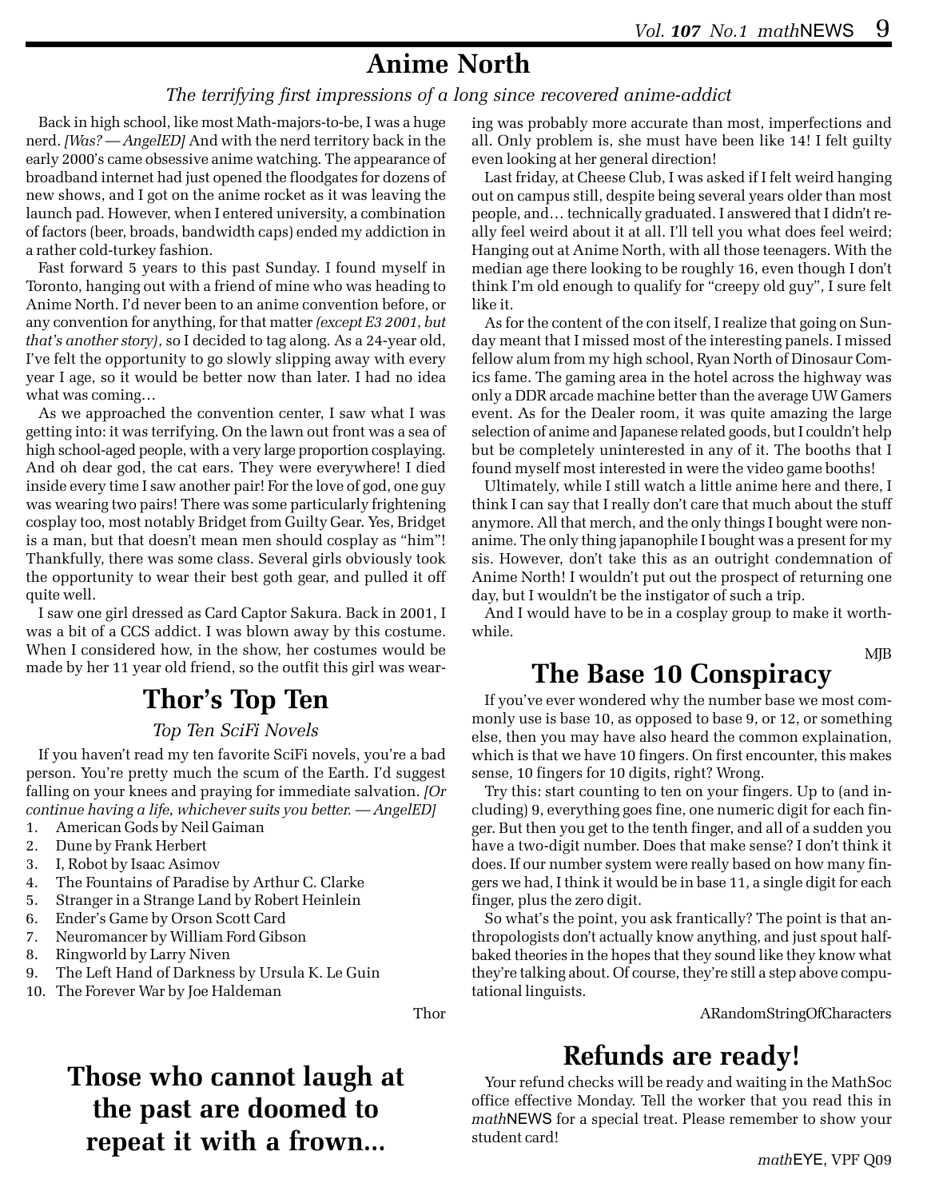## Anime North

*The terrifying first impressions of a long since recovered anime-addict*

Back in high school, like most Math-majors-to-be, I was a huge nerd. *[Was? — AngelED]* And with the nerd territory back in the early 2000's came obsessive anime watching. The appearance of broadband internet had just opened the floodgates for dozens of new shows, and I got on the anime rocket as it was leaving the launch pad. However, when I entered university, a combination of factors (beer, broads, bandwidth caps) ended my addiction in a rather cold-turkey fashion.

Fast forward 5 years to this past Sunday. I found myself in Toronto, hanging out with a friend of mine who was heading to Anime North. I'd never been to an anime convention before, or any convention for anything, for that matter *(except E3 2001, but that's another story)*, so I decided to tag along. As a 24-year old, I've felt the opportunity to go slowly slipping away with every year I age, so it would be better now than later. I had no idea what was coming…

As we approached the convention center, I saw what I was getting into: it was terrifying. On the lawn out front was a sea of high school-aged people, with a very large proportion cosplaying. And oh dear god, the cat ears. They were everywhere! I died inside every time I saw another pair! For the love of god, one guy was wearing two pairs! There was some particularly frightening cosplay too, most notably Bridget from Guilty Gear. Yes, Bridget is a man, but that doesn't mean men should cosplay as "him"! Thankfully, there was some class. Several girls obviously took the opportunity to wear their best goth gear, and pulled it off quite well.

I saw one girl dressed as Card Captor Sakura. Back in 2001, I was a bit of a CCS addict. I was blown away by this costume. When I considered how, in the show, her costumes would be made by her 11 year old friend, so the outfit this girl was wearing was probably more accurate than most, imperfections and all. Only problem is, she must have been like 14! I felt guilty even looking at her general direction!

Last friday, at Cheese Club, I was asked if I felt weird hanging out on campus still, despite being several years older than most people, and… technically graduated. I answered that I didn't really feel weird about it at all. I'll tell you what does feel weird; Hanging out at Anime North, with all those teenagers. With the median age there looking to be roughly 16, even though I don't think I'm old enough to qualify for "creepy old guy", I sure felt like it.

As for the content of the con itself, I realize that going on Sunday meant that I missed most of the interesting panels. I missed fellow alum from my high school, Ryan North of Dinosaur Comics fame. The gaming area in the hotel across the highway was only a DDR arcade machine better than the average UW Gamers event. As for the Dealer room, it was quite amazing the large selection of anime and Japanese related goods, but I couldn't help but be completely uninterested in any of it. The booths that I found myself most interested in were the video game booths!

Ultimately, while I still watch a little anime here and there, I think I can say that I really don't care that much about the stuff anymore. All that merch, and the only things I bought were non-anime. The only thing japanophile I bought was a present for my sis. However, don't take this as an outright condemnation of Anime North! I wouldn't put out the prospect of returning one day, but I wouldn't be the instigator of such a trip.

And I would have to be in a cosplay group to make it worthwhile.

MJB

## Thor's Top Ten

*Top Ten SciFi Novels*

If you haven't read my ten favorite SciFi novels, you're a bad person. You're pretty much the scum of the Earth. I'd suggest falling on your knees and praying for immediate salvation. *[Or continue having a life, whichever suits you better. — AngelED]*

1. American Gods by Neil Gaiman
2. Dune by Frank Herbert
3. I, Robot by Isaac Asimov
4. The Fountains of Paradise by Arthur C. Clarke
5. Stranger in a Strange Land by Robert Heinlein
6. Ender's Game by Orson Scott Card
7. Neuromancer by William Ford Gibson
8. Ringworld by Larry Niven
9. The Left Hand of Darkness by Ursula K. Le Guin
10. The Forever War by Joe Haldeman

Thor

## The Base 10 Conspiracy

If you've ever wondered why the number base we most commonly use is base 10, as opposed to base 9, or 12, or something else, then you may have also heard the common explaination, which is that we have 10 fingers. On first encounter, this makes sense, 10 fingers for 10 digits, right? Wrong.

Try this: start counting to ten on your fingers. Up to (and including) 9, everything goes fine, one numeric digit for each finger. But then you get to the tenth finger, and all of a sudden you have a two-digit number. Does that make sense? I don't think it does. If our number system were really based on how many fingers we had, I think it would be in base 11, a single digit for each finger, plus the zero digit.

So what's the point, you ask frantically? The point is that anthropologists don't actually know anything, and just spout half-baked theories in the hopes that they sound like they know what they're talking about. Of course, they're still a step above computational linguists.

ARandomStringOfCharacters

## Those who cannot laugh at the past are doomed to repeat it with a frown...

## Refunds are ready!

Your refund checks will be ready and waiting in the MathSoc office effective Monday. Tell the worker that you read this in *math*NEWS for a special treat. Please remember to show your student card!

*math*EYE, VPF Q09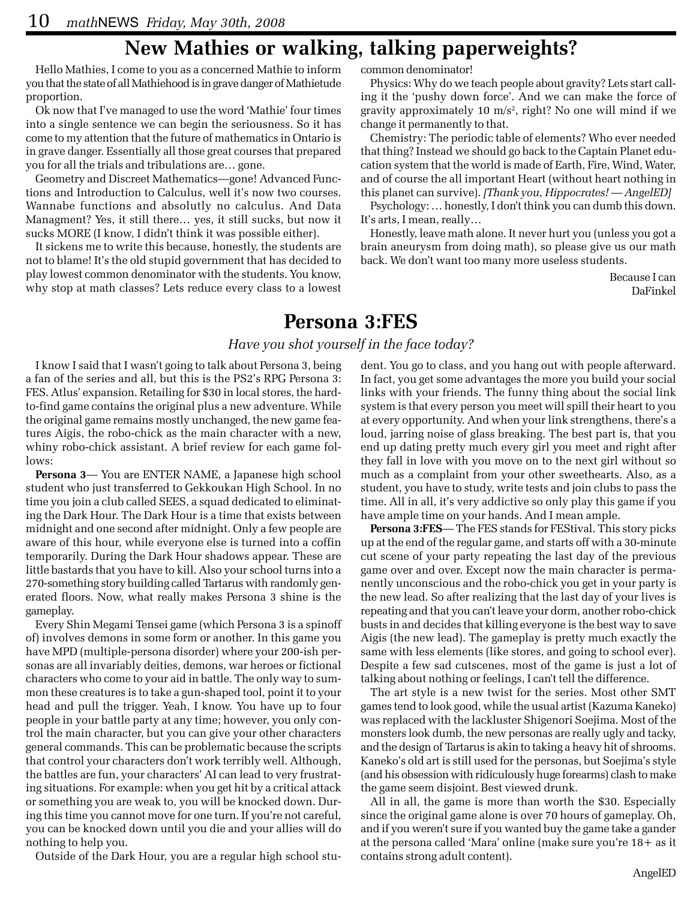## New Mathies or walking, talking paperweights?

Hello Mathies, I come to you as a concerned Mathie to inform you that the state of all Mathiehood is in grave danger of Mathietude proportion.

Ok now that I've managed to use the word 'Mathie' four times into a single sentence we can begin the seriousness. So it has come to my attention that the future of mathematics in Ontario is in grave danger. Essentially all those great courses that prepared you for all the trials and tribulations are… gone.

Geometry and Discreet Mathematics—gone! Advanced Functions and Introduction to Calculus, well it's now two courses. Wannabe functions and absolutly no calculus. And Data Managment? Yes, it still there… yes, it still sucks, but now it sucks MORE (I know, I didn't think it was possible either).

It sickens me to write this because, honestly, the students are not to blame! It's the old stupid government that has decided to play lowest common denominator with the students. You know, why stop at math classes? Lets reduce every class to a lowest common denominator!

Physics: Why do we teach people about gravity? Lets start calling it the 'pushy down force'. And we can make the force of gravity approximately 10 $m/s^2$, right? No one will mind if we change it permanently to that.

Chemistry: The periodic table of elements? Who ever needed that thing? Instead we should go back to the Captain Planet education system that the world is made of Earth, Fire, Wind, Water, and of course the all important Heart (without heart nothing in this planet can survive). *[Thank you, Hippocrates! — AngelED]*

Psychology: … honestly, I don't think you can dumb this down. It's arts, I mean, really…

Honestly, leave math alone. It never hurt you (unless you got a brain aneurysm from doing math), so please give us our math back. We don't want too many more useless students.

Because I can
DaFinkel

## Persona 3:FES

*Have you shot yourself in the face today?*

I know I said that I wasn't going to talk about Persona 3, being a fan of the series and all, but this is the PS2's RPG Persona 3: FES. Atlus' expansion. Retailing for $30 in local stores, the hard-to-find game contains the original plus a new adventure. While the original game remains mostly unchanged, the new game features Aigis, the robo-chick as the main character with a new, whiny robo-chick assistant. A brief review for each game follows:

**Persona 3**— You are ENTER NAME, a Japanese high school student who just transferred to Gekkoukan High School. In no time you join a club called SEES, a squad dedicated to eliminating the Dark Hour. The Dark Hour is a time that exists between midnight and one second after midnight. Only a few people are aware of this hour, while everyone else is turned into a coffin temporarily. During the Dark Hour shadows appear. These are little bastards that you have to kill. Also your school turns into a 270-something story building called Tartarus with randomly generated floors. Now, what really makes Persona 3 shine is the gameplay.

Every Shin Megami Tensei game (which Persona 3 is a spinoff of) involves demons in some form or another. In this game you have MPD (multiple-persona disorder) where your 200-ish personas are all invariably deities, demons, war heroes or fictional characters who come to your aid in battle. The only way to summon these creatures is to take a gun-shaped tool, point it to your head and pull the trigger. Yeah, I know. You have up to four people in your battle party at any time; however, you only control the main character, but you can give your other characters general commands. This can be problematic because the scripts that control your characters don't work terribly well. Although, the battles are fun, your characters' AI can lead to very frustrating situations. For example: when you get hit by a critical attack or something you are weak to, you will be knocked down. During this time you cannot move for one turn. If you're not careful, you can be knocked down until you die and your allies will do nothing to help you.

Outside of the Dark Hour, you are a regular high school student. You go to class, and you hang out with people afterward. In fact, you get some advantages the more you build your social links with your friends. The funny thing about the social link system is that every person you meet will spill their heart to you at every opportunity. And when your link strengthens, there's a loud, jarring noise of glass breaking. The best part is, that you end up dating pretty much every girl you meet and right after they fall in love with you move on to the next girl without so much as a complaint from your other sweethearts. Also, as a student, you have to study, write tests and join clubs to pass the time. All in all, it's very addictive so only play this game if you have ample time on your hands. And I mean ample.

**Persona 3:FES**— The FES stands for FEStival. This story picks up at the end of the regular game, and starts off with a 30-minute cut scene of your party repeating the last day of the previous game over and over. Except now the main character is permanently unconscious and the robo-chick you get in your party is the new lead. So after realizing that the last day of your lives is repeating and that you can't leave your dorm, another robo-chick busts in and decides that killing everyone is the best way to save Aigis (the new lead). The gameplay is pretty much exactly the same with less elements (like stores, and going to school ever). Despite a few sad cutscenes, most of the game is just a lot of talking about nothing or feelings, I can't tell the difference.

The art style is a new twist for the series. Most other SMT games tend to look good, while the usual artist (Kazuma Kaneko) was replaced with the lackluster Shigenori Soejima. Most of the monsters look dumb, the new personas are really ugly and tacky, and the design of Tartarus is akin to taking a heavy hit of shrooms. Kaneko's old art is still used for the personas, but Soejima's style (and his obsession with ridiculously huge forearms) clash to make the game seem disjoint. Best viewed drunk.

All in all, the game is more than worth the $30. Especially since the original game alone is over 70 hours of gameplay. Oh, and if you weren't sure if you wanted buy the game take a gander at the persona called 'Mara' online (make sure you're 18+ as it contains strong adult content).

AngelED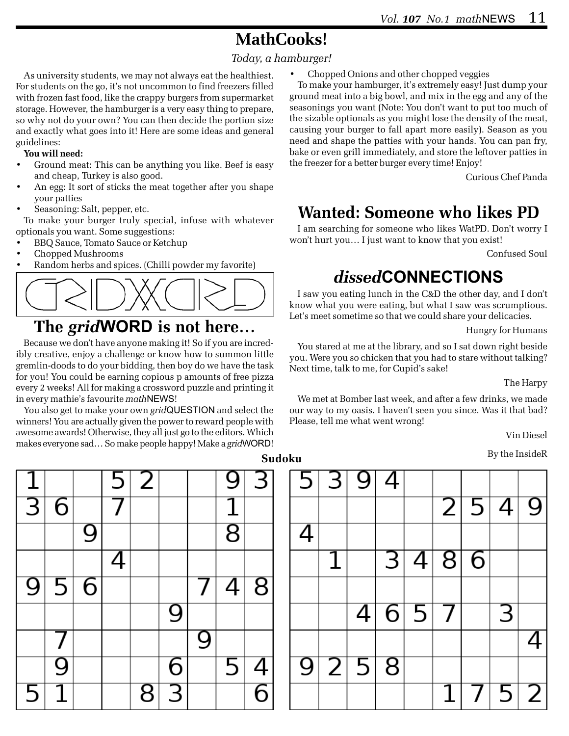# MathCooks!

*Today, a hamburger!*

As university students, we may not always eat the healthiest. For students on the go, it's not uncommon to find freezers filled with frozen fast food, like the crappy burgers from supermarket storage. However, the hamburger is a very easy thing to prepare, so why not do your own? You can then decide the portion size and exactly what goes into it! Here are some ideas and general guidelines:

**You will need:**

- Ground meat: This can be anything you like. Beef is easy and cheap, Turkey is also good.
- An egg: It sort of sticks the meat together after you shape your patties
- Seasoning: Salt, pepper, etc.

To make your burger truly special, infuse with whatever optionals you want. Some suggestions:

- BBQ Sauce, Tomato Sauce or Ketchup
- Chopped Mushrooms
- Random herbs and spices. (Chilli powder my favorite)
- Chopped Onions and other chopped veggies

To make your hamburger, it's extremely easy! Just dump your ground meat into a big bowl, and mix in the egg and any of the seasonings you want (Note: You don't want to put too much of the sizable optionals as you might lose the density of the meat, causing your burger to fall apart more easily). Season as you need and shape the patties with your hands. You can pan fry, bake or even grill immediately, and store the leftover patties in the freezer for a better burger every time! Enjoy!

Curious Chef Panda

GRIDWORD

## The *grid*WORD is not here…

Because we don't have anyone making it! So if you are incredibly creative, enjoy a challenge or know how to summon little gremlin-doods to do your bidding, then boy do we have the task for you! You could be earning copious p amounts of free pizza every 2 weeks! All for making a crossword puzzle and printing it in every mathie's favourite *math*NEWS!

You also get to make your own *grid*QUESTION and select the winners! You are actually given the power to reward people with awesome awards! Otherwise, they all just go to the editors. Which makes everyone sad… So make people happy! Make a *grid*WORD!

## Wanted: Someone who likes PD

I am searching for someone who likes WatPD. Don't worry I won't hurt you… I just want to know that you exist!

Confused Soul

## *dissed*CONNECTIONS

I saw you eating lunch in the C&D the other day, and I don't know what you were eating, but what I saw was scrumptious. Let's meet sometime so that we could share your delicacies.

Hungry for Humans

You stared at me at the library, and so I sat down right beside you. Were you so chicken that you had to stare without talking? Next time, talk to me, for Cupid's sake!

The Harpy

We met at Bomber last week, and after a few drinks, we made our way to my oasis. I haven't seen you since. Was it that bad? Please, tell me what went wrong!

Vin Diesel

By the InsideR

### Sudoku

| | | | | | | | | |
|---|---|---|---|---|---|---|---|---|
| 1 | | | 5 | 2 | | | 9 | 3 |
| 3 | 6 | | 7 | | | | 1 | |
| | | 9 | | | | | 8 | |
| | | | 4 | | | | | |
| 9 | 5 | 6 | | | | 7 | 4 | 8 |
| | | | | | 9 | | | |
| | 7 | | | | | 9 | | |
| | 9 | | | | 6 | | 5 | 4 |
| 5 | 1 | | | 8 | 3 | | | 6 |

| | | | | | | | | |
|---|---|---|---|---|---|---|---|---|
| 5 | 3 | 9 | 4 | | | | | |
| | | | | | 2 | 5 | 4 | 9 |
| 4 | | | | | | | | |
| | 1 | | 3 | 4 | 8 | 6 | | |
| | | | | | | | | |
| | | 4 | 6 | 5 | 7 | | 3 | |
| | | | | | | | | 4 |
| 9 | 2 | 5 | 8 | | | | | |
| | | | | | 1 | 7 | 5 | 2 |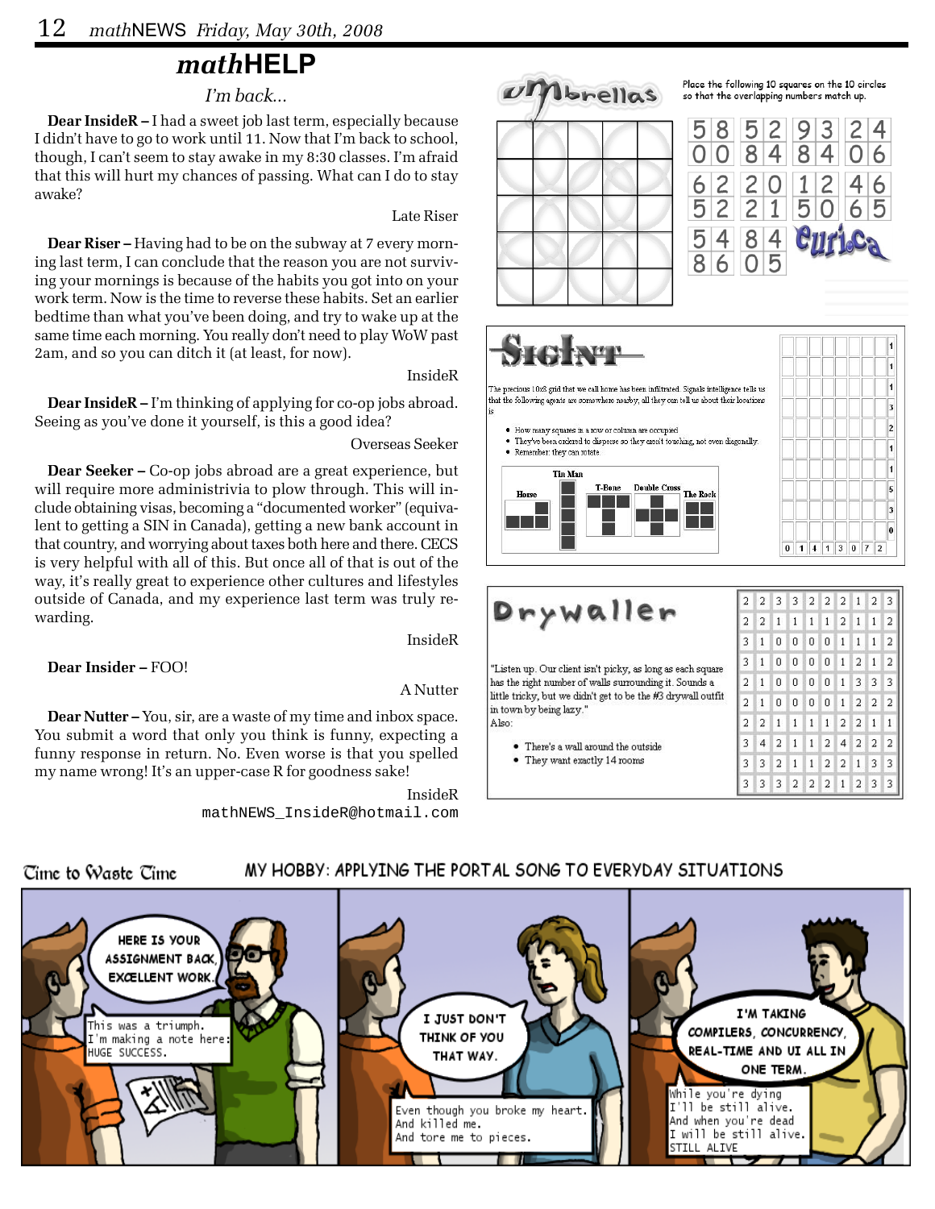# mathHELP

*I'm back...*

**Dear InsideR –** I had a sweet job last term, especially because I didn't have to go to work until 11. Now that I'm back to school, though, I can't seem to stay awake in my 8:30 classes. I'm afraid that this will hurt my chances of passing. What can I do to stay awake?

Late Riser

**Dear Riser –** Having had to be on the subway at 7 every morning last term, I can conclude that the reason you are not surviving your mornings is because of the habits you got into on your work term. Now is the time to reverse these habits. Set an earlier bedtime than what you've been doing, and try to wake up at the same time each morning. You really don't need to play WoW past 2am, and so you can ditch it (at least, for now).

InsideR

**Dear InsideR –** I'm thinking of applying for co-op jobs abroad. Seeing as you've done it yourself, is this a good idea?

Overseas Seeker

**Dear Seeker –** Co-op jobs abroad are a great experience, but will require more administrivia to plow through. This will include obtaining visas, becoming a "documented worker" (equivalent to getting a SIN in Canada), getting a new bank account in that country, and worrying about taxes both here and there. CECS is very helpful with all of this. But once all of that is out of the way, it's really great to experience other cultures and lifestyles outside of Canada, and my experience last term was truly rewarding.

InsideR

**Dear Insider –** FOO!

A Nutter

**Dear Nutter –** You, sir, are a waste of my time and inbox space. You submit a word that only you think is funny, expecting a funny response in return. No. Even worse is that you spelled my name wrong! It's an upper-case R for goodness sake!

InsideR
mathNEWS_InsideR@hotmail.com

## Umbrellas

Place the following 10 squares on the 10 circles so that the overlapping numbers match up.

| | | | |
|---|---|---|---|
| 58 / 00 | 52 / 84 | 93 / 84 | 24 / 06 |
| 62 / 52 | 20 / 21 | 12 / 50 | 46 / 65 |
| 54 / 86 | 84 / 05 | | |

Eurica

## SIGINT

The precious 10x8 grid that we call home has been infiltrated. Signals intelligence tells us that the following agents are somewhere nearby, all they can tell us about their locations is

- How many squares in a row or column are occupied
- They've been ordered to disperse so they can't touching, not even diagonally.
- Remember: they can rotate.

Horse, Tin Man, T-Bone, Double Cross, The Rock

Row clues: 1, 1, 1, 3, 2, 1, 1, 5, 3, 0

Column clues: 0, 1, 4, 1, 3, 0, 7, 2

## Drywaller

"Listen up. Our client isn't picky, as long as each square has the right number of walls surrounding it. Sounds a little tricky, but we didn't get to be the #3 drywall outfit in town by being lazy."

Also:

- There's a wall around the outside
- They want exactly 14 rooms

| | | | | | | | | | |
|---|---|---|---|---|---|---|---|---|---|
| 2 | 2 | 3 | 3 | 2 | 2 | 2 | 1 | 2 | 3 |
| 2 | 2 | 1 | 1 | 1 | 1 | 2 | 1 | 1 | 2 |
| 3 | 1 | 0 | 0 | 0 | 0 | 1 | 1 | 1 | 2 |
| 3 | 1 | 0 | 0 | 0 | 0 | 1 | 2 | 1 | 2 |
| 2 | 1 | 0 | 0 | 0 | 0 | 1 | 3 | 3 | 3 |
| 2 | 1 | 0 | 0 | 0 | 0 | 1 | 2 | 2 | 2 |
| 2 | 2 | 1 | 1 | 1 | 1 | 2 | 2 | 1 | 1 |
| 3 | 4 | 2 | 1 | 1 | 2 | 4 | 2 | 2 | 2 |
| 3 | 3 | 2 | 1 | 1 | 2 | 2 | 1 | 3 | 3 |
| 3 | 3 | 3 | 2 | 2 | 2 | 1 | 2 | 3 | 3 |

## Time to Waste Time

MY HOBBY: APPLYING THE PORTAL SONG TO EVERYDAY SITUATIONS

HERE IS YOUR ASSIGNMENT BACK. EXCELLENT WORK.

This was a triumph.
I'm making a note here:
HUGE SUCCESS.

I JUST DON'T THINK OF YOU THAT WAY.

Even though you broke my heart.
And killed me.
And tore me to pieces.

I'M TAKING COMPILERS, CONCURRENCY, REAL-TIME AND UI ALL IN ONE TERM.

While you're dying
I'll be still alive.
And when you're dead
I will be still alive.
STILL ALIVE